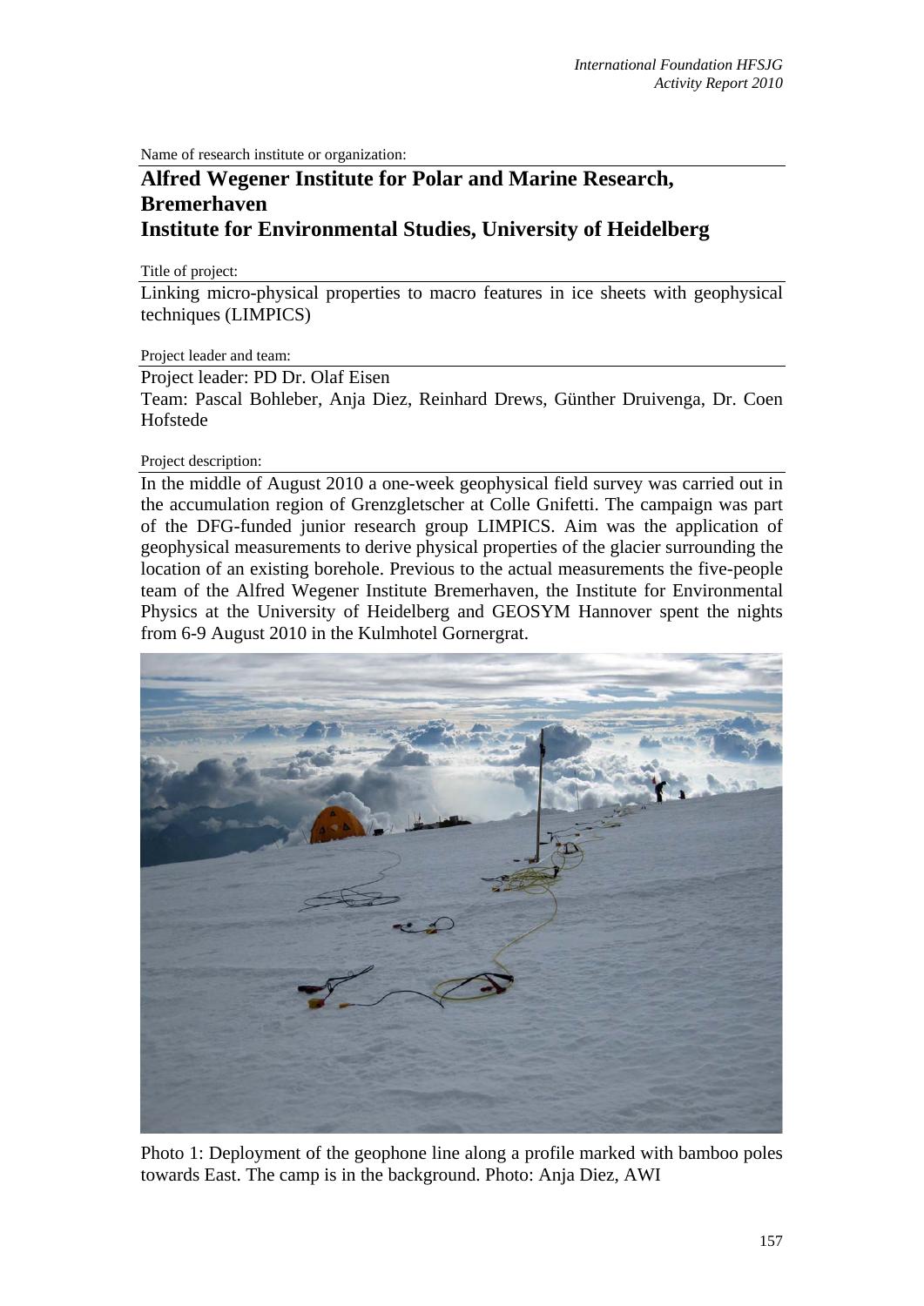Name of research institute or organization:

# Alfred Wegener Institute for Polar and Marine Research, Bremerhaven
# Institute for Environmental Studies, University of Heidelberg

Title of project:

Linking micro-physical properties to macro features in ice sheets with geophysical techniques (LIMPICS)

Project leader and team:

Project leader: PD Dr. Olaf Eisen
Team: Pascal Bohleber, Anja Diez, Reinhard Drews, Günther Druivenga, Dr. Coen Hofstede

Project description:

In the middle of August 2010 a one-week geophysical field survey was carried out in the accumulation region of Grenzgletscher at Colle Gnifetti. The campaign was part of the DFG-funded junior research group LIMPICS. Aim was the application of geophysical measurements to derive physical properties of the glacier surrounding the location of an existing borehole. Previous to the actual measurements the five-people team of the Alfred Wegener Institute Bremerhaven, the Institute for Environmental Physics at the University of Heidelberg and GEOSYM Hannover spent the nights from 6-9 August 2010 in the Kulmhotel Gornergrat.

Photo 1: Deployment of the geophone line along a profile marked with bamboo poles towards East. The camp is in the background. Photo: Anja Diez, AWI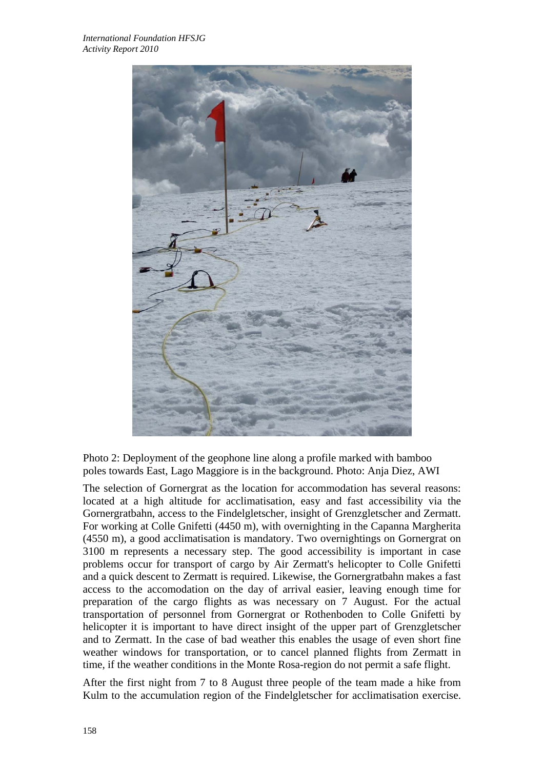Photo 2: Deployment of the geophone line along a profile marked with bamboo poles towards East, Lago Maggiore is in the background. Photo: Anja Diez, AWI

The selection of Gornergrat as the location for accommodation has several reasons: located at a high altitude for acclimatisation, easy and fast accessibility via the Gornergratbahn, access to the Findelgletscher, insight of Grenzgletscher and Zermatt. For working at Colle Gnifetti (4450 m), with overnighting in the Capanna Margherita (4550 m), a good acclimatisation is mandatory. Two overnightings on Gornergrat on 3100 m represents a necessary step. The good accessibility is important in case problems occur for transport of cargo by Air Zermatt's helicopter to Colle Gnifetti and a quick descent to Zermatt is required. Likewise, the Gornergratbahn makes a fast access to the accomodation on the day of arrival easier, leaving enough time for preparation of the cargo flights as was necessary on 7 August. For the actual transportation of personnel from Gornergrat or Rothenboden to Colle Gnifetti by helicopter it is important to have direct insight of the upper part of Grenzgletscher and to Zermatt. In the case of bad weather this enables the usage of even short fine weather windows for transportation, or to cancel planned flights from Zermatt in time, if the weather conditions in the Monte Rosa-region do not permit a safe flight.

After the first night from 7 to 8 August three people of the team made a hike from Kulm to the accumulation region of the Findelgletscher for acclimatisation exercise.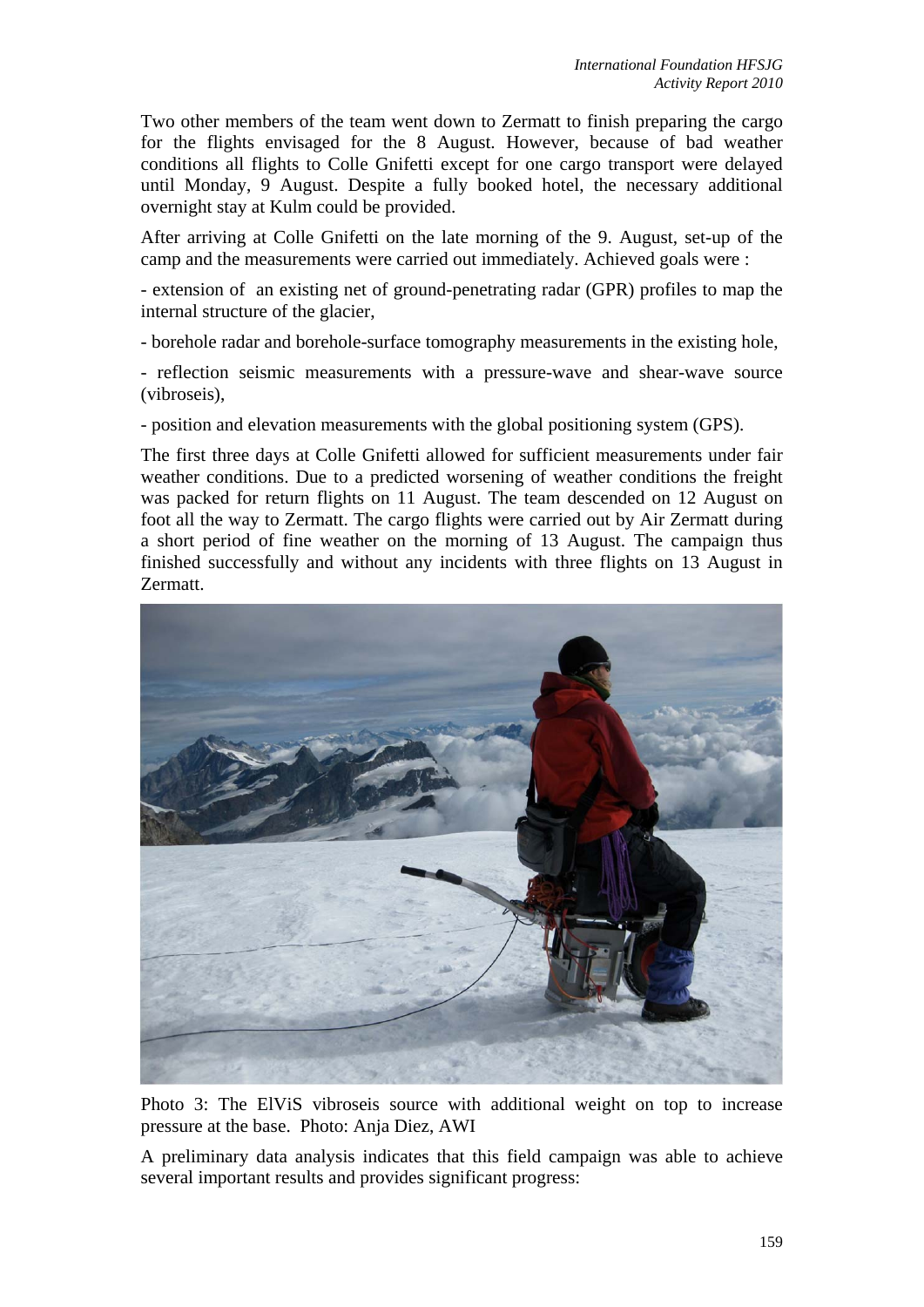Two other members of the team went down to Zermatt to finish preparing the cargo for the flights envisaged for the 8 August. However, because of bad weather conditions all flights to Colle Gnifetti except for one cargo transport were delayed until Monday, 9 August. Despite a fully booked hotel, the necessary additional overnight stay at Kulm could be provided.

After arriving at Colle Gnifetti on the late morning of the 9. August, set-up of the camp and the measurements were carried out immediately. Achieved goals were :

- extension of an existing net of ground-penetrating radar (GPR) profiles to map the internal structure of the glacier,

- borehole radar and borehole-surface tomography measurements in the existing hole,

- reflection seismic measurements with a pressure-wave and shear-wave source (vibroseis),

- position and elevation measurements with the global positioning system (GPS).

The first three days at Colle Gnifetti allowed for sufficient measurements under fair weather conditions. Due to a predicted worsening of weather conditions the freight was packed for return flights on 11 August. The team descended on 12 August on foot all the way to Zermatt. The cargo flights were carried out by Air Zermatt during a short period of fine weather on the morning of 13 August. The campaign thus finished successfully and without any incidents with three flights on 13 August in Zermatt.

Photo 3: The ElViS vibroseis source with additional weight on top to increase pressure at the base. Photo: Anja Diez, AWI

A preliminary data analysis indicates that this field campaign was able to achieve several important results and provides significant progress: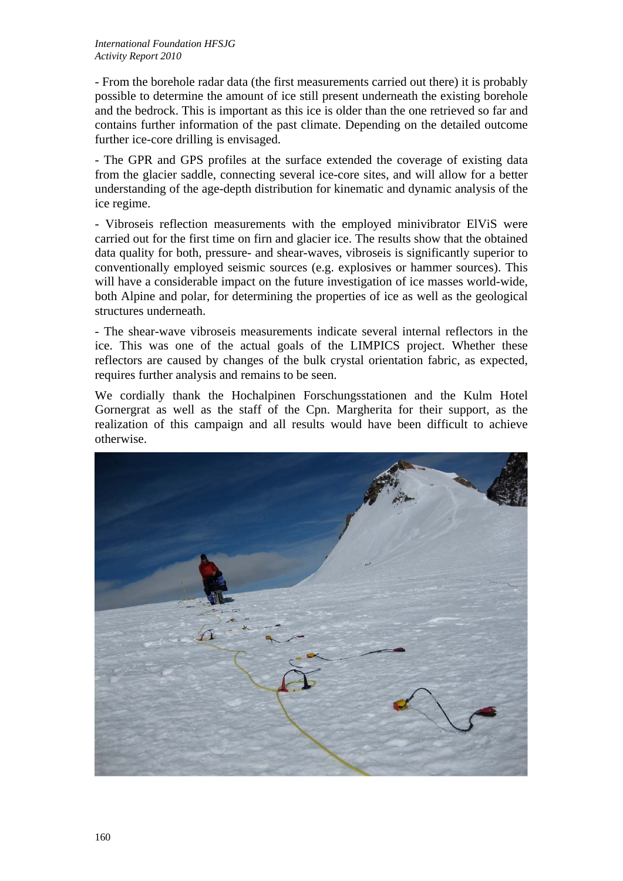- From the borehole radar data (the first measurements carried out there) it is probably possible to determine the amount of ice still present underneath the existing borehole and the bedrock. This is important as this ice is older than the one retrieved so far and contains further information of the past climate. Depending on the detailed outcome further ice-core drilling is envisaged.

- The GPR and GPS profiles at the surface extended the coverage of existing data from the glacier saddle, connecting several ice-core sites, and will allow for a better understanding of the age-depth distribution for kinematic and dynamic analysis of the ice regime.

- Vibroseis reflection measurements with the employed minivibrator ElViS were carried out for the first time on firn and glacier ice. The results show that the obtained data quality for both, pressure- and shear-waves, vibroseis is significantly superior to conventionally employed seismic sources (e.g. explosives or hammer sources). This will have a considerable impact on the future investigation of ice masses world-wide, both Alpine and polar, for determining the properties of ice as well as the geological structures underneath.

- The shear-wave vibroseis measurements indicate several internal reflectors in the ice. This was one of the actual goals of the LIMPICS project. Whether these reflectors are caused by changes of the bulk crystal orientation fabric, as expected, requires further analysis and remains to be seen.

We cordially thank the Hochalpinen Forschungsstationen and the Kulm Hotel Gornergrat as well as the staff of the Cpn. Margherita for their support, as the realization of this campaign and all results would have been difficult to achieve otherwise.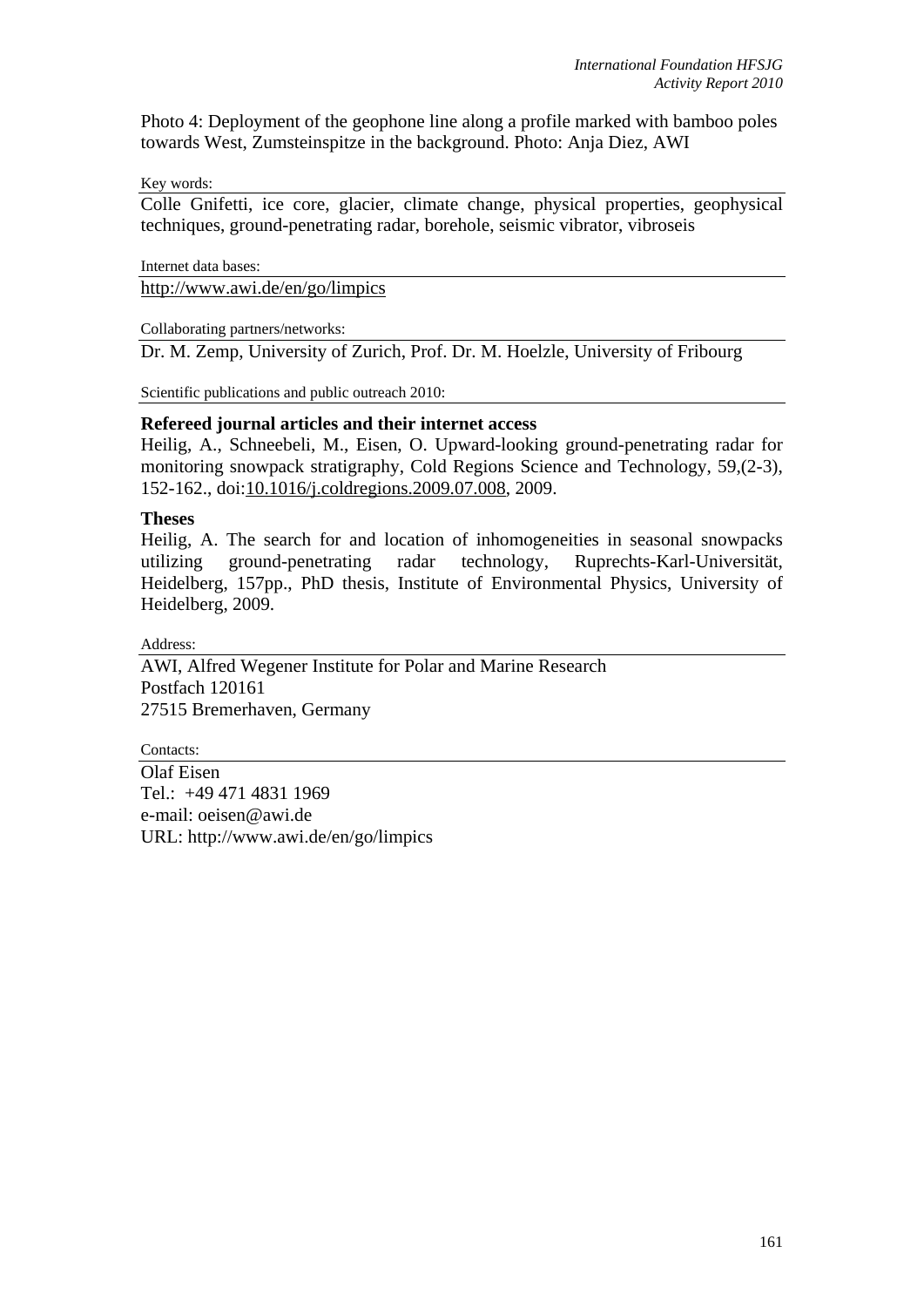Photo 4: Deployment of the geophone line along a profile marked with bamboo poles towards West, Zumsteinspitze in the background. Photo: Anja Diez, AWI

Key words:

Colle Gnifetti, ice core, glacier, climate change, physical properties, geophysical techniques, ground-penetrating radar, borehole, seismic vibrator, vibroseis

Internet data bases:

http://www.awi.de/en/go/limpics

Collaborating partners/networks:

Dr. M. Zemp, University of Zurich, Prof. Dr. M. Hoelzle, University of Fribourg

Scientific publications and public outreach 2010:

**Refereed journal articles and their internet access**

Heilig, A., Schneebeli, M., Eisen, O. Upward-looking ground-penetrating radar for monitoring snowpack stratigraphy, Cold Regions Science and Technology, 59,(2-3), 152-162., doi:10.1016/j.coldregions.2009.07.008, 2009.

**Theses**

Heilig, A. The search for and location of inhomogeneities in seasonal snowpacks utilizing ground-penetrating radar technology, Ruprechts-Karl-Universität, Heidelberg, 157pp., PhD thesis, Institute of Environmental Physics, University of Heidelberg, 2009.

Address:

AWI, Alfred Wegener Institute for Polar and Marine Research
Postfach 120161
27515 Bremerhaven, Germany

Contacts:

Olaf Eisen
Tel.: +49 471 4831 1969
e-mail: oeisen@awi.de
URL: http://www.awi.de/en/go/limpics